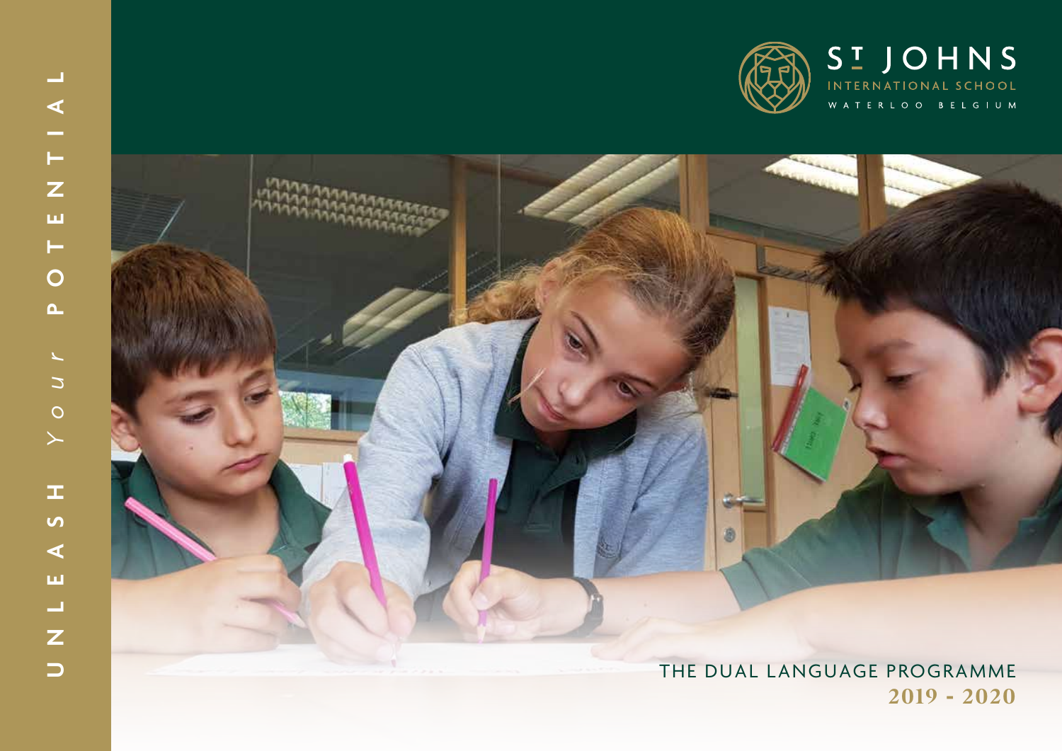UNLEASH *Your* POTENTIAL

ST JOHNS
INTERNATIONAL SCHOOL
WATERLOO BELGIUM

# THE DUAL LANGUAGE PROGRAMME

## 2019 - 2020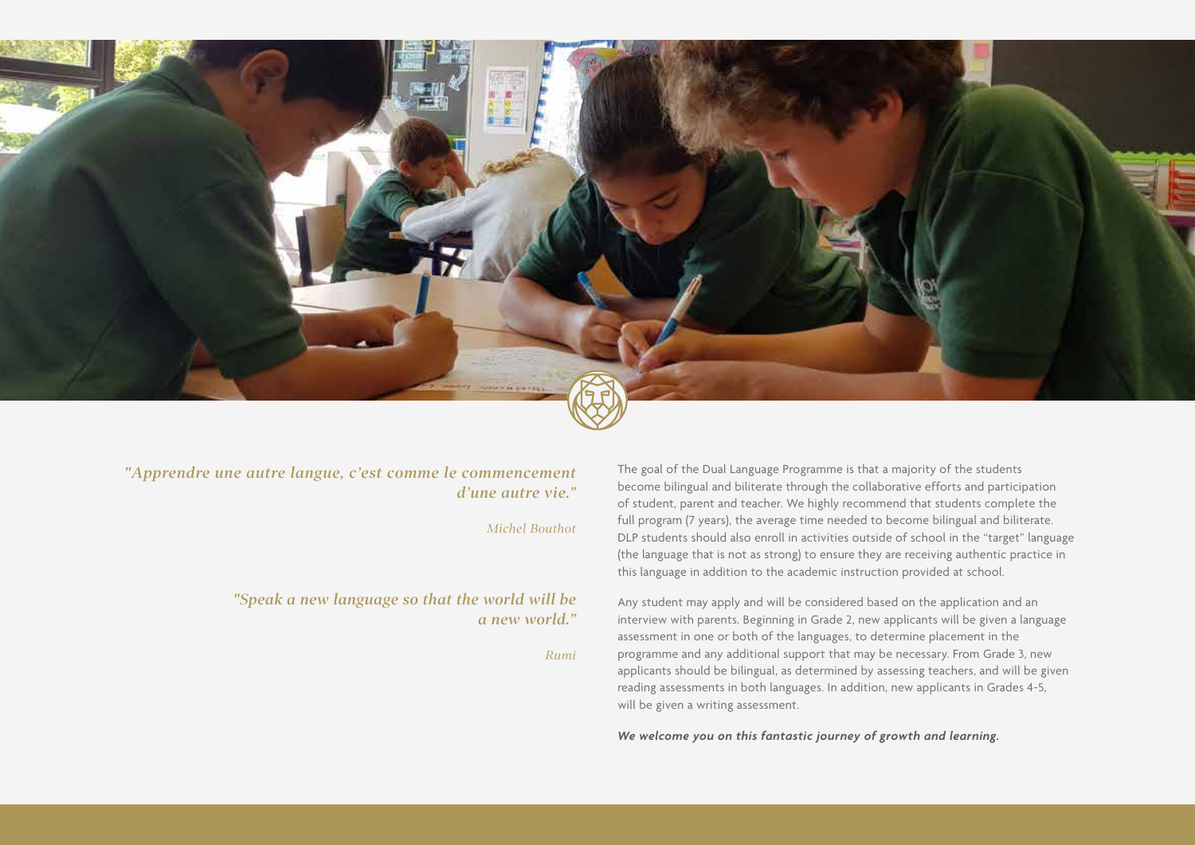*"Apprendre une autre langue, c'est comme le commencement d'une autre vie."*

*Michel Bouthot*

*"Speak a new language so that the world will be a new world."*

*Rumi*

The goal of the Dual Language Programme is that a majority of the students become bilingual and biliterate through the collaborative efforts and participation of student, parent and teacher. We highly recommend that students complete the full program (7 years), the average time needed to become bilingual and biliterate. DLP students should also enroll in activities outside of school in the "target" language (the language that is not as strong) to ensure they are receiving authentic practice in this language in addition to the academic instruction provided at school.

Any student may apply and will be considered based on the application and an interview with parents. Beginning in Grade 2, new applicants will be given a language assessment in one or both of the languages, to determine placement in the programme and any additional support that may be necessary. From Grade 3, new applicants should be bilingual, as determined by assessing teachers, and will be given reading assessments in both languages. In addition, new applicants in Grades 4-5, will be given a writing assessment.

***We welcome you on this fantastic journey of growth and learning.***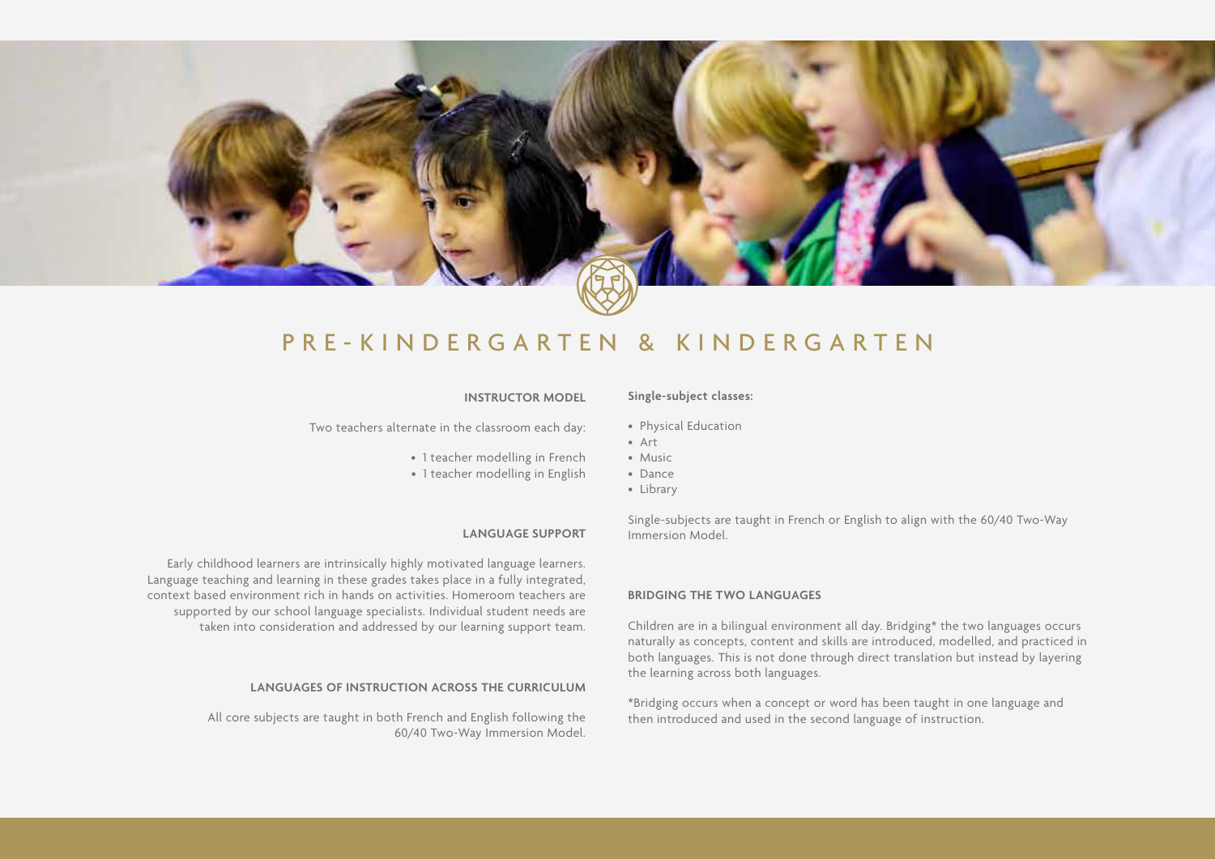# PRE-KINDERGARTEN & KINDERGARTEN

### INSTRUCTOR MODEL

Two teachers alternate in the classroom each day:

- 1 teacher modelling in French
- 1 teacher modelling in English

### LANGUAGE SUPPORT

Early childhood learners are intrinsically highly motivated language learners. Language teaching and learning in these grades takes place in a fully integrated, context based environment rich in hands on activities. Homeroom teachers are supported by our school language specialists. Individual student needs are taken into consideration and addressed by our learning support team.

### LANGUAGES OF INSTRUCTION ACROSS THE CURRICULUM

All core subjects are taught in both French and English following the 60/40 Two-Way Immersion Model.

**Single-subject classes:**

- Physical Education
- Art
- Music
- Dance
- Library

Single-subjects are taught in French or English to align with the 60/40 Two-Way Immersion Model.

### BRIDGING THE TWO LANGUAGES

Children are in a bilingual environment all day. Bridging* the two languages occurs naturally as concepts, content and skills are introduced, modelled, and practiced in both languages. This is not done through direct translation but instead by layering the learning across both languages.

*Bridging occurs when a concept or word has been taught in one language and then introduced and used in the second language of instruction.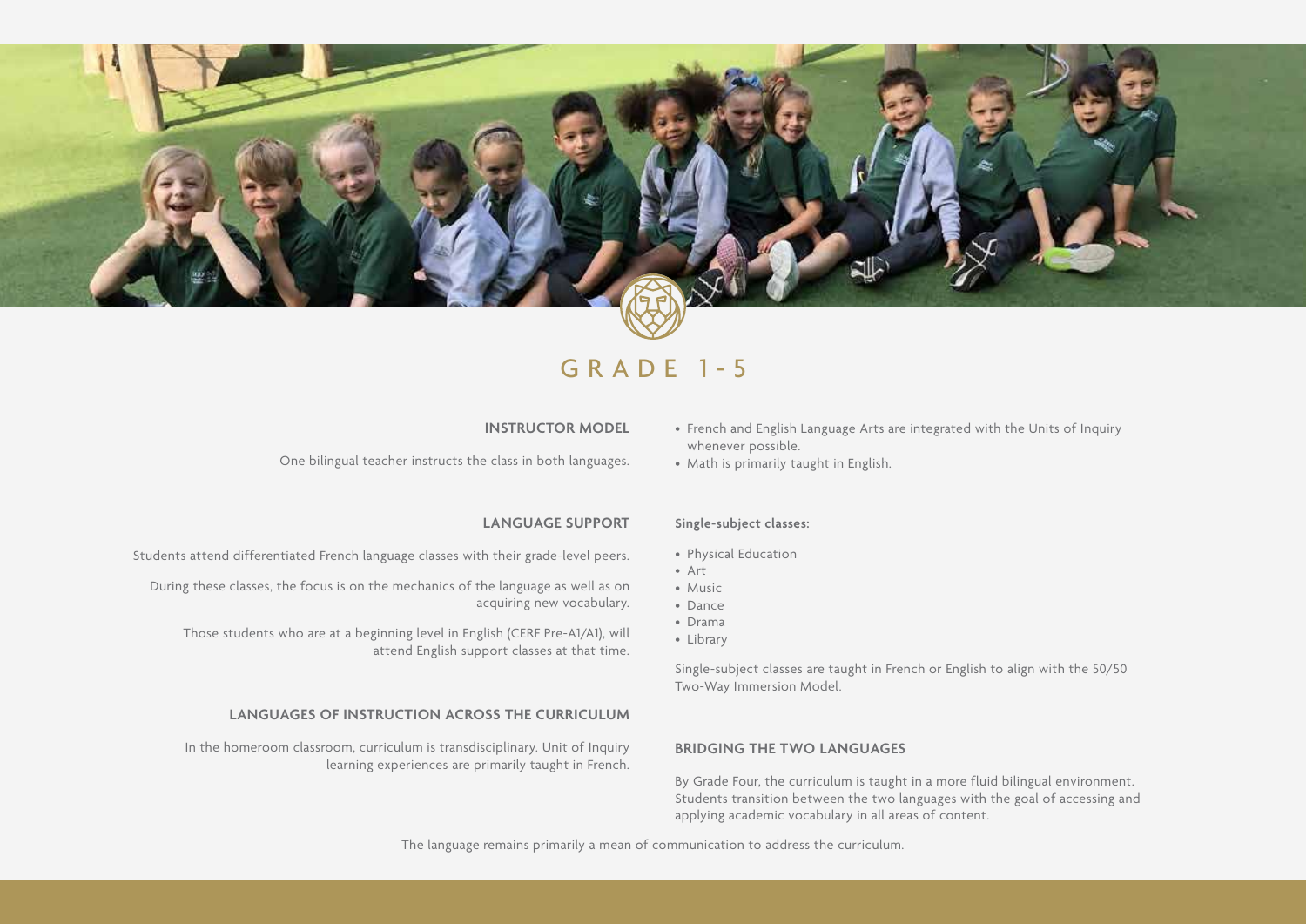# GRADE 1-5

## INSTRUCTOR MODEL

One bilingual teacher instructs the class in both languages.

## LANGUAGE SUPPORT

Students attend differentiated French language classes with their grade-level peers.

During these classes, the focus is on the mechanics of the language as well as on acquiring new vocabulary.

Those students who are at a beginning level in English (CERF Pre-A1/A1), will attend English support classes at that time.

## LANGUAGES OF INSTRUCTION ACROSS THE CURRICULUM

In the homeroom classroom, curriculum is transdisciplinary. Unit of Inquiry learning experiences are primarily taught in French.

- French and English Language Arts are integrated with the Units of Inquiry whenever possible.
- Math is primarily taught in English.

**Single-subject classes:**

- Physical Education
- Art
- Music
- Dance
- Drama
- Library

Single-subject classes are taught in French or English to align with the 50/50 Two-Way Immersion Model.

## BRIDGING THE TWO LANGUAGES

By Grade Four, the curriculum is taught in a more fluid bilingual environment. Students transition between the two languages with the goal of accessing and applying academic vocabulary in all areas of content.

The language remains primarily a mean of communication to address the curriculum.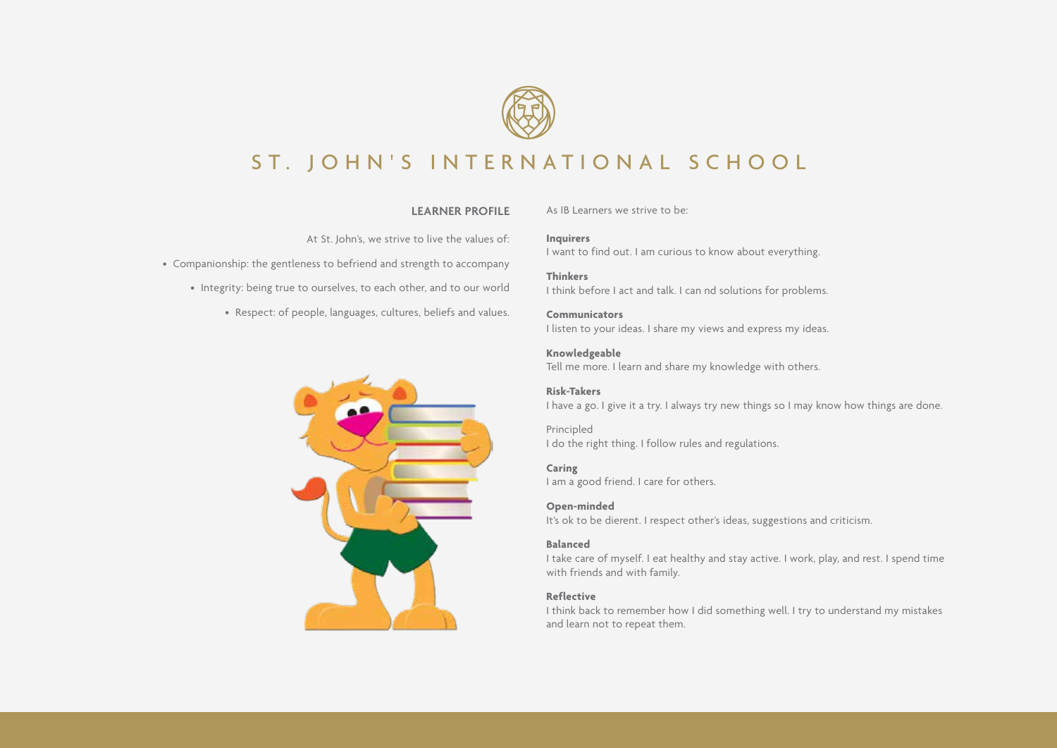# ST. JOHN'S INTERNATIONAL SCHOOL

## LEARNER PROFILE

At St. John's, we strive to live the values of:

- Companionship: the gentleness to befriend and strength to accompany
- Integrity: being true to ourselves, to each other, and to our world
- Respect: of people, languages, cultures, beliefs and values.

As IB Learners we strive to be:

**Inquirers**
I want to find out. I am curious to know about everything.

**Thinkers**
I think before I act and talk. I can nd solutions for problems.

**Communicators**
I listen to your ideas. I share my views and express my ideas.

**Knowledgeable**
Tell me more. I learn and share my knowledge with others.

**Risk-Takers**
I have a go. I give it a try. I always try new things so I may know how things are done.

Principled
I do the right thing. I follow rules and regulations.

**Caring**
I am a good friend. I care for others.

**Open-minded**
It's ok to be dierent. I respect other's ideas, suggestions and criticism.

**Balanced**
I take care of myself. I eat healthy and stay active. I work, play, and rest. I spend time with friends and with family.

**Reflective**
I think back to remember how I did something well. I try to understand my mistakes and learn not to repeat them.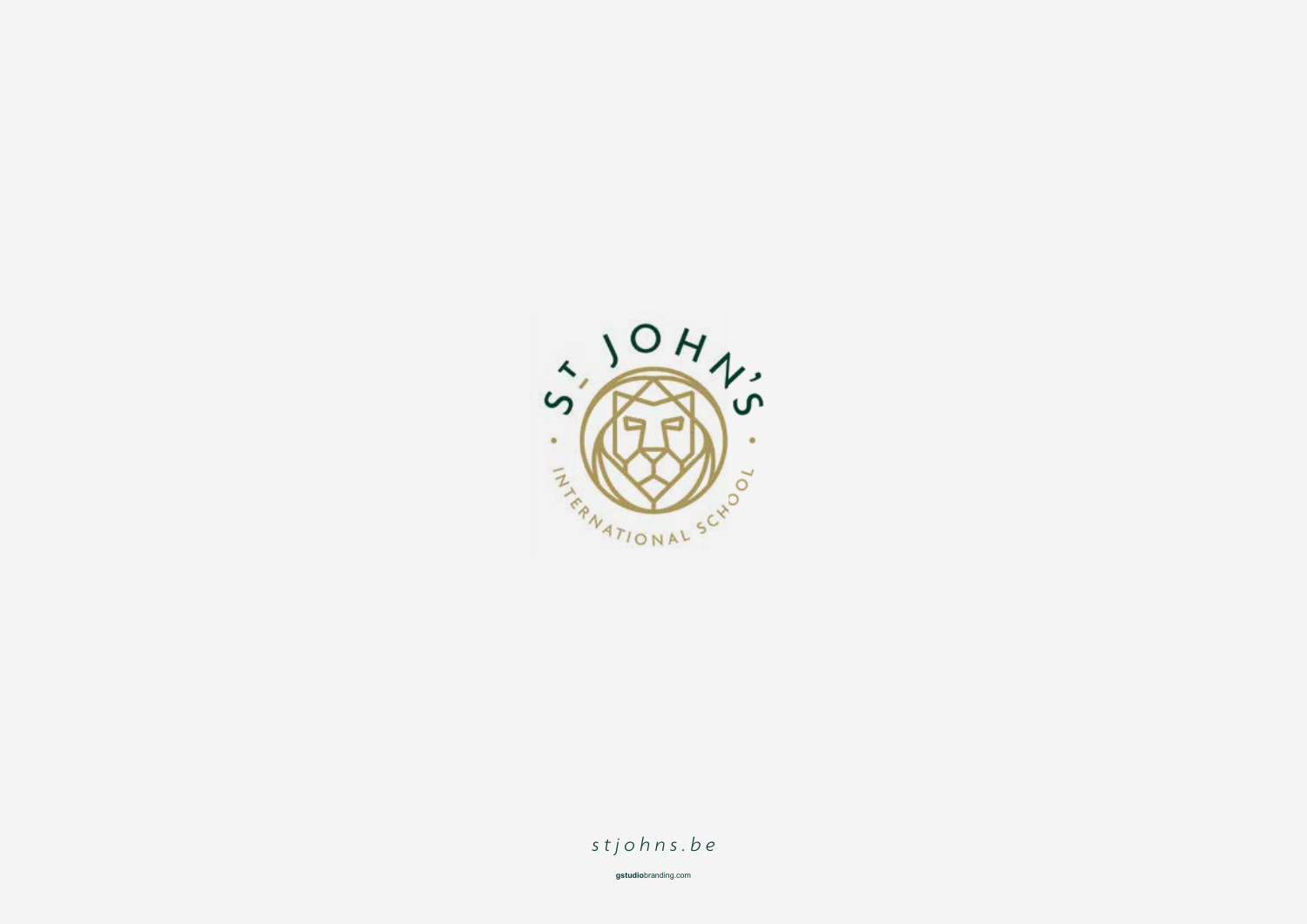stjohns.be

gstudiobranding.com